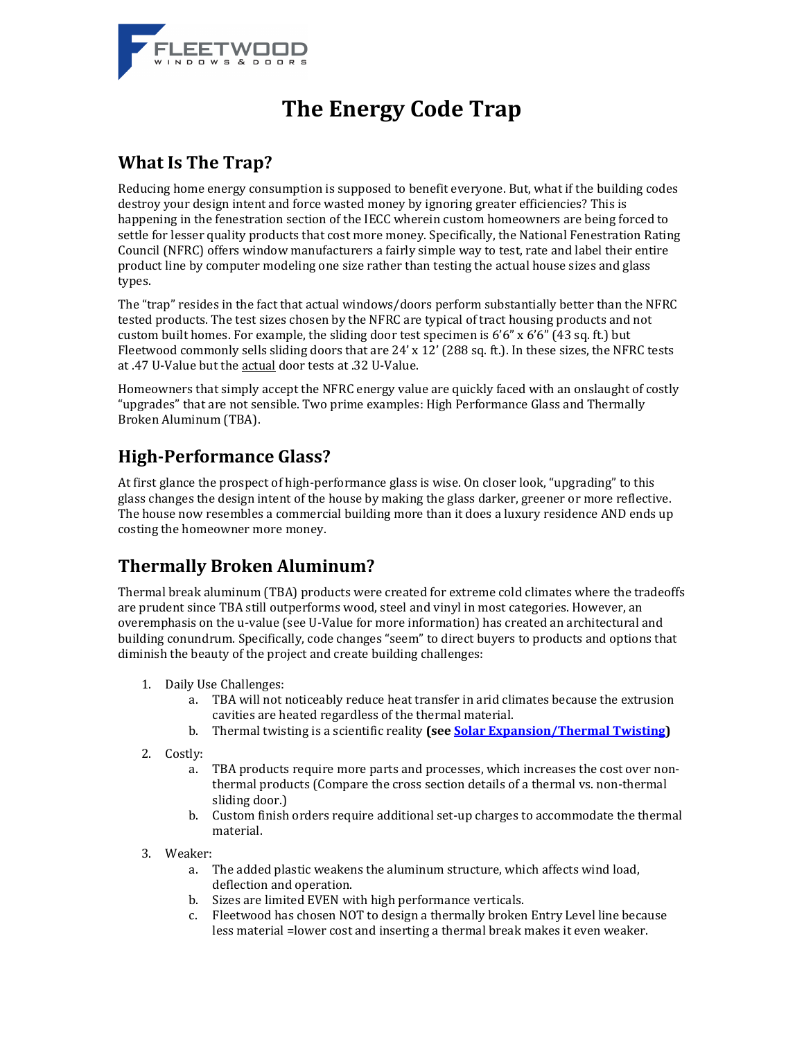# The Energy Code Trap

## What Is The Trap?

Reducing home energy consumption is supposed to benefit everyone. But, what if the building codes destroy your design intent and force wasted money by ignoring greater efficiencies? This is happening in the fenestration section of the IECC wherein custom homeowners are being forced to settle for lesser quality products that cost more money. Specifically, the National Fenestration Rating Council (NFRC) offers window manufacturers a fairly simple way to test, rate and label their entire product line by computer modeling one size rather than testing the actual house sizes and glass types.

The "trap" resides in the fact that actual windows/doors perform substantially better than the NFRC tested products. The test sizes chosen by the NFRC are typical of tract housing products and not custom built homes. For example, the sliding door test specimen is 6'6" x 6'6" (43 sq. ft.) but Fleetwood commonly sells sliding doors that are 24' x 12' (288 sq. ft.). In these sizes, the NFRC tests at .47 U-Value but the actual door tests at .32 U-Value.

Homeowners that simply accept the NFRC energy value are quickly faced with an onslaught of costly "upgrades" that are not sensible. Two prime examples: High Performance Glass and Thermally Broken Aluminum (TBA).

## High-Performance Glass?

At first glance the prospect of high-performance glass is wise. On closer look, "upgrading" to this glass changes the design intent of the house by making the glass darker, greener or more reflective. The house now resembles a commercial building more than it does a luxury residence AND ends up costing the homeowner more money.

## Thermally Broken Aluminum?

Thermal break aluminum (TBA) products were created for extreme cold climates where the tradeoffs are prudent since TBA still outperforms wood, steel and vinyl in most categories. However, an overemphasis on the u-value (see U-Value for more information) has created an architectural and building conundrum. Specifically, code changes "seem" to direct buyers to products and options that diminish the beauty of the project and create building challenges:

1. Daily Use Challenges:
    a. TBA will not noticeably reduce heat transfer in arid climates because the extrusion cavities are heated regardless of the thermal material.
    b. Thermal twisting is a scientific reality **(see Solar Expansion/Thermal Twisting)**
2. Costly:
    a. TBA products require more parts and processes, which increases the cost over non-thermal products (Compare the cross section details of a thermal vs. non-thermal sliding door.)
    b. Custom finish orders require additional set-up charges to accommodate the thermal material.
3. Weaker:
    a. The added plastic weakens the aluminum structure, which affects wind load, deflection and operation.
    b. Sizes are limited EVEN with high performance verticals.
    c. Fleetwood has chosen NOT to design a thermally broken Entry Level line because less material =lower cost and inserting a thermal break makes it even weaker.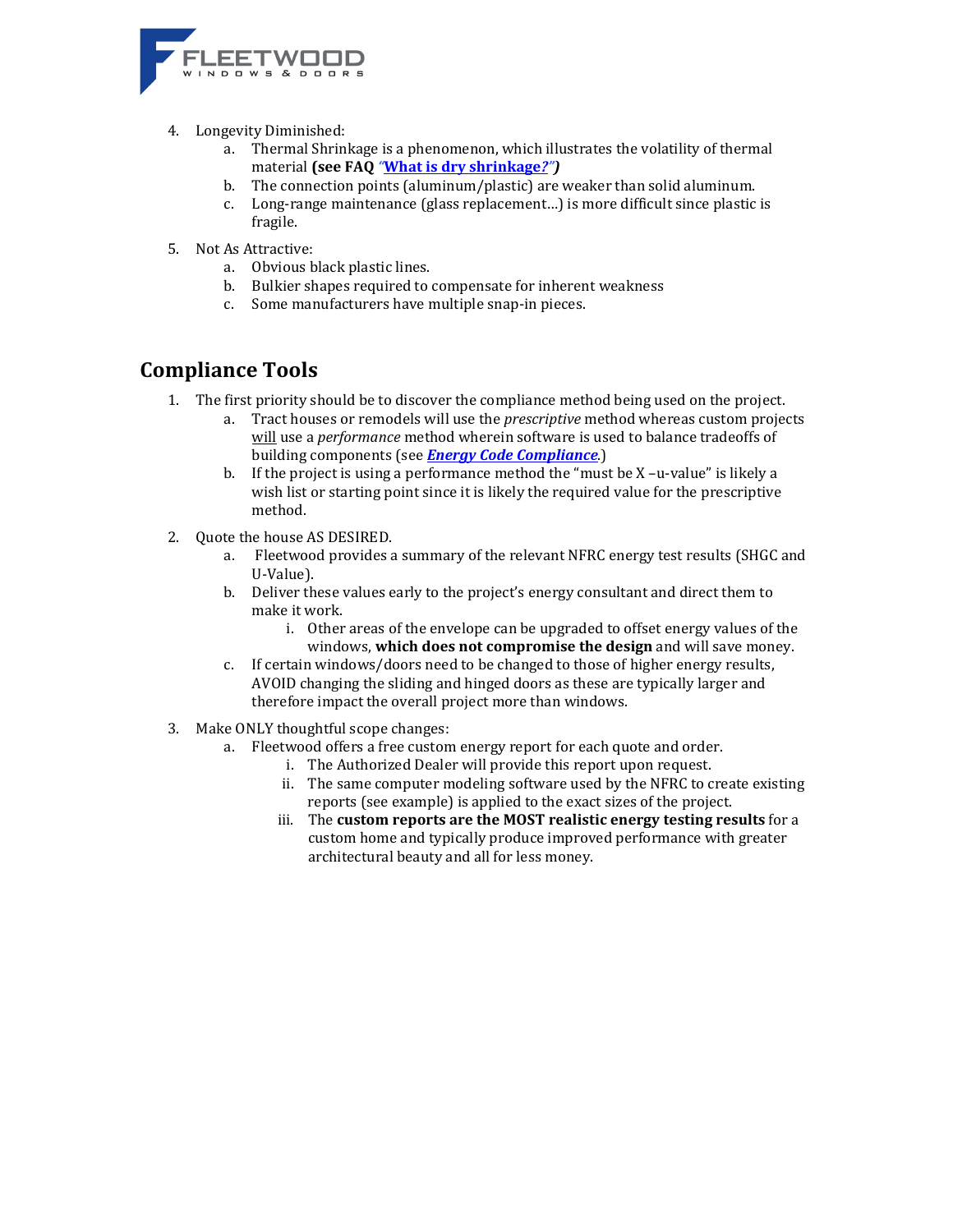4. Longevity Diminished:
    a. Thermal Shrinkage is a phenomenon, which illustrates the volatility of thermal material **(see FAQ *"What is dry shrinkage?"*)**
    b. The connection points (aluminum/plastic) are weaker than solid aluminum.
    c. Long-range maintenance (glass replacement…) is more difficult since plastic is fragile.

5. Not As Attractive:
    a. Obvious black plastic lines.
    b. Bulkier shapes required to compensate for inherent weakness
    c. Some manufacturers have multiple snap-in pieces.

## Compliance Tools

1. The first priority should be to discover the compliance method being used on the project.
    a. Tract houses or remodels will use the *prescriptive* method whereas custom projects <u>will</u> use a *performance* method wherein software is used to balance tradeoffs of building components (see ***Energy Code Compliance***.)
    b. If the project is using a performance method the "must be X –u-value" is likely a wish list or starting point since it is likely the required value for the prescriptive method.

2. Quote the house AS DESIRED.
    a. Fleetwood provides a summary of the relevant NFRC energy test results (SHGC and U-Value).
    b. Deliver these values early to the project's energy consultant and direct them to make it work.
        i. Other areas of the envelope can be upgraded to offset energy values of the windows, **which does not compromise the design** and will save money.
    c. If certain windows/doors need to be changed to those of higher energy results, AVOID changing the sliding and hinged doors as these are typically larger and therefore impact the overall project more than windows.

3. Make ONLY thoughtful scope changes:
    a. Fleetwood offers a free custom energy report for each quote and order.
        i. The Authorized Dealer will provide this report upon request.
        ii. The same computer modeling software used by the NFRC to create existing reports (see example) is applied to the exact sizes of the project.
        iii. The **custom reports are the MOST realistic energy testing results** for a custom home and typically produce improved performance with greater architectural beauty and all for less money.